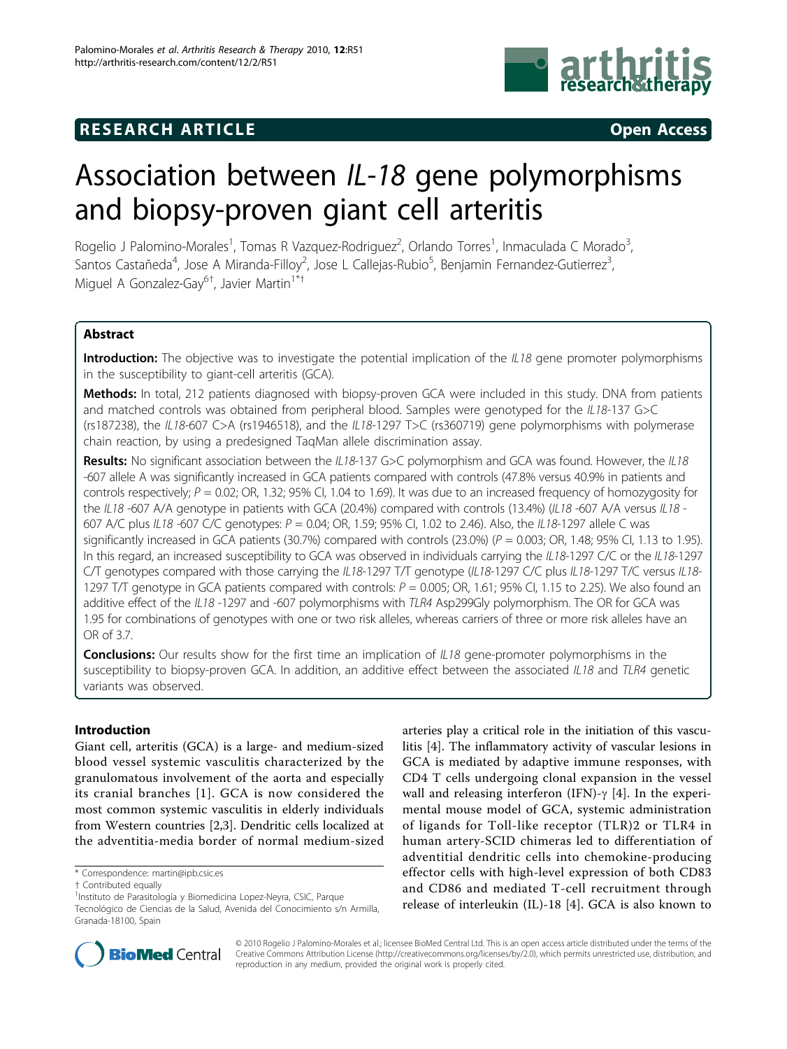RESEARCH ARTICLE

Open Access

# Association between *IL-18* gene polymorphisms and biopsy-proven giant cell arteritis

Rogelio J Palomino-Morales[1], Tomas R Vazquez-Rodriguez[2], Orlando Torres[1], Inmaculada C Morado[3], Santos Castañeda[4], Jose A Miranda-Filloy[2], Jose L Callejas-Rubio[5], Benjamin Fernandez-Gutierrez[3], Miguel A Gonzalez-Gay[6†], Javier Martin[1*†]

## Abstract

**Introduction:** The objective was to investigate the potential implication of the *IL18* gene promoter polymorphisms in the susceptibility to giant-cell arteritis (GCA).

**Methods:** In total, 212 patients diagnosed with biopsy-proven GCA were included in this study. DNA from patients and matched controls was obtained from peripheral blood. Samples were genotyped for the *IL18*-137 G>C (rs187238), the *IL18*-607 C>A (rs1946518), and the *IL18*-1297 T>C (rs360719) gene polymorphisms with polymerase chain reaction, by using a predesigned TaqMan allele discrimination assay.

**Results:** No significant association between the *IL18*-137 G>C polymorphism and GCA was found. However, the *IL18* -607 allele A was significantly increased in GCA patients compared with controls (47.8% versus 40.9% in patients and controls respectively; $P = 0.02$; OR, 1.32; 95% CI, 1.04 to 1.69). It was due to an increased frequency of homozygosity for the *IL18* -607 A/A genotype in patients with GCA (20.4%) compared with controls (13.4%) (*IL18* -607 A/A versus *IL18* -607 A/C plus *IL18* -607 C/C genotypes: $P = 0.04$; OR, 1.59; 95% CI, 1.02 to 2.46). Also, the *IL18*-1297 allele C was significantly increased in GCA patients (30.7%) compared with controls (23.0%) ($P = 0.003$; OR, 1.48; 95% CI, 1.13 to 1.95). In this regard, an increased susceptibility to GCA was observed in individuals carrying the *IL18*-1297 C/C or the *IL18*-1297 C/T genotypes compared with those carrying the *IL18*-1297 T/T genotype (*IL18*-1297 C/C plus *IL18*-1297 T/C versus *IL18*-1297 T/T genotype in GCA patients compared with controls: $P = 0.005$; OR, 1.61; 95% CI, 1.15 to 2.25). We also found an additive effect of the *IL18* -1297 and -607 polymorphisms with *TLR4* Asp299Gly polymorphism. The OR for GCA was 1.95 for combinations of genotypes with one or two risk alleles, whereas carriers of three or more risk alleles have an OR of 3.7.

**Conclusions:** Our results show for the first time an implication of *IL18* gene-promoter polymorphisms in the susceptibility to biopsy-proven GCA. In addition, an additive effect between the associated *IL18* and *TLR4* genetic variants was observed.

## Introduction

Giant cell, arteritis (GCA) is a large- and medium-sized blood vessel systemic vasculitis characterized by the granulomatous involvement of the aorta and especially its cranial branches [1]. GCA is now considered the most common systemic vasculitis in elderly individuals from Western countries [2,3]. Dendritic cells localized at the adventitia-media border of normal medium-sized arteries play a critical role in the initiation of this vasculitis [4]. The inflammatory activity of vascular lesions in GCA is mediated by adaptive immune responses, with CD4 T cells undergoing clonal expansion in the vessel wall and releasing interferon (IFN)-γ [4]. In the experimental mouse model of GCA, systemic administration of ligands for Toll-like receptor (TLR)2 or TLR4 in human artery-SCID chimeras led to differentiation of adventitial dendritic cells into chemokine-producing effector cells with high-level expression of both CD83 and CD86 and mediated T-cell recruitment through release of interleukin (IL)-18 [4]. GCA is also known to

\* Correspondence: martin@ipb.csic.es

† Contributed equally

[1]Instituto de Parasitología y Biomedicina Lopez-Neyra, CSIC, Parque Tecnológico de Ciencias de la Salud, Avenida del Conocimiento s/n Armilla, Granada-18100, Spain

© 2010 Rogelio J Palomino-Morales et al.; licensee BioMed Central Ltd. This is an open access article distributed under the terms of the Creative Commons Attribution License (http://creativecommons.org/licenses/by/2.0), which permits unrestricted use, distribution, and reproduction in any medium, provided the original work is properly cited.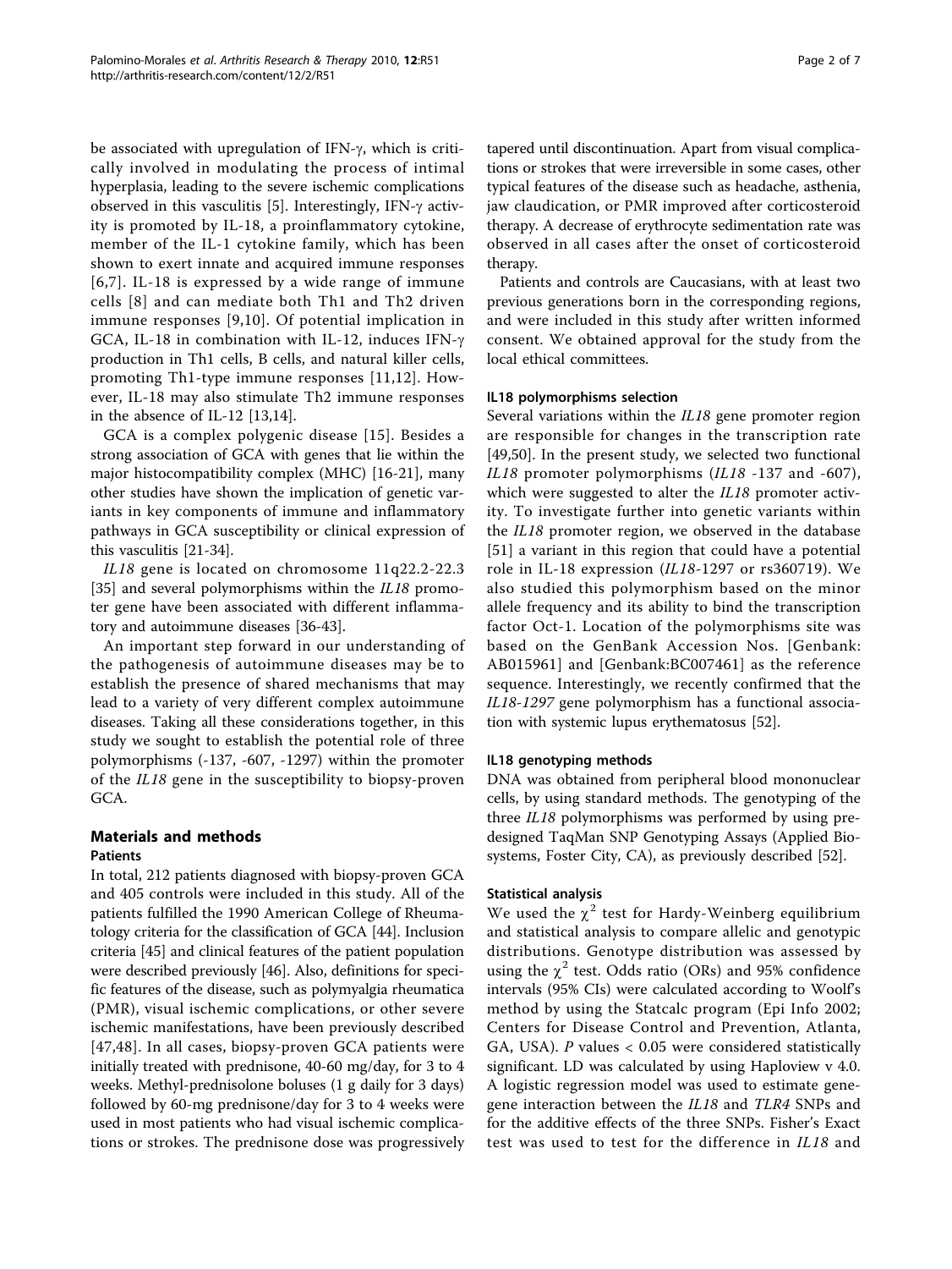be associated with upregulation of IFN-γ, which is critically involved in modulating the process of intimal hyperplasia, leading to the severe ischemic complications observed in this vasculitis [5]. Interestingly, IFN-γ activity is promoted by IL-18, a proinflammatory cytokine, member of the IL-1 cytokine family, which has been shown to exert innate and acquired immune responses [6,7]. IL-18 is expressed by a wide range of immune cells [8] and can mediate both Th1 and Th2 driven immune responses [9,10]. Of potential implication in GCA, IL-18 in combination with IL-12, induces IFN-γ production in Th1 cells, B cells, and natural killer cells, promoting Th1-type immune responses [11,12]. However, IL-18 may also stimulate Th2 immune responses in the absence of IL-12 [13,14].

GCA is a complex polygenic disease [15]. Besides a strong association of GCA with genes that lie within the major histocompatibility complex (MHC) [16-21], many other studies have shown the implication of genetic variants in key components of immune and inflammatory pathways in GCA susceptibility or clinical expression of this vasculitis [21-34].

*IL18* gene is located on chromosome 11q22.2-22.3 [35] and several polymorphisms within the *IL18* promoter gene have been associated with different inflammatory and autoimmune diseases [36-43].

An important step forward in our understanding of the pathogenesis of autoimmune diseases may be to establish the presence of shared mechanisms that may lead to a variety of very different complex autoimmune diseases. Taking all these considerations together, in this study we sought to establish the potential role of three polymorphisms (-137, -607, -1297) within the promoter of the *IL18* gene in the susceptibility to biopsy-proven GCA.

## Materials and methods

### Patients

In total, 212 patients diagnosed with biopsy-proven GCA and 405 controls were included in this study. All of the patients fulfilled the 1990 American College of Rheumatology criteria for the classification of GCA [44]. Inclusion criteria [45] and clinical features of the patient population were described previously [46]. Also, definitions for specific features of the disease, such as polymyalgia rheumatica (PMR), visual ischemic complications, or other severe ischemic manifestations, have been previously described [47,48]. In all cases, biopsy-proven GCA patients were initially treated with prednisone, 40-60 mg/day, for 3 to 4 weeks. Methyl-prednisolone boluses (1 g daily for 3 days) followed by 60-mg prednisone/day for 3 to 4 weeks were used in most patients who had visual ischemic complications or strokes. The prednisone dose was progressively tapered until discontinuation. Apart from visual complications or strokes that were irreversible in some cases, other typical features of the disease such as headache, asthenia, jaw claudication, or PMR improved after corticosteroid therapy. A decrease of erythrocyte sedimentation rate was observed in all cases after the onset of corticosteroid therapy.

Patients and controls are Caucasians, with at least two previous generations born in the corresponding regions, and were included in this study after written informed consent. We obtained approval for the study from the local ethical committees.

### IL18 polymorphisms selection

Several variations within the *IL18* gene promoter region are responsible for changes in the transcription rate [49,50]. In the present study, we selected two functional *IL18* promoter polymorphisms (*IL18* -137 and -607), which were suggested to alter the *IL18* promoter activity. To investigate further into genetic variants within the *IL18* promoter region, we observed in the database [51] a variant in this region that could have a potential role in IL-18 expression (*IL18*-1297 or rs360719). We also studied this polymorphism based on the minor allele frequency and its ability to bind the transcription factor Oct-1. Location of the polymorphisms site was based on the GenBank Accession Nos. [Genbank: AB015961] and [Genbank:BC007461] as the reference sequence. Interestingly, we recently confirmed that the *IL18-1297* gene polymorphism has a functional association with systemic lupus erythematosus [52].

### IL18 genotyping methods

DNA was obtained from peripheral blood mononuclear cells, by using standard methods. The genotyping of the three *IL18* polymorphisms was performed by using predesigned TaqMan SNP Genotyping Assays (Applied Biosystems, Foster City, CA), as previously described [52].

### Statistical analysis

We used the $\chi^2$ test for Hardy-Weinberg equilibrium and statistical analysis to compare allelic and genotypic distributions. Genotype distribution was assessed by using the $\chi^2$ test. Odds ratio (ORs) and 95% confidence intervals (95% CIs) were calculated according to Woolf's method by using the Statcalc program (Epi Info 2002; Centers for Disease Control and Prevention, Atlanta, GA, USA). $P$ values $< 0.05$ were considered statistically significant. LD was calculated by using Haploview v 4.0. A logistic regression model was used to estimate gene-gene interaction between the *IL18* and *TLR4* SNPs and for the additive effects of the three SNPs. Fisher's Exact test was used to test for the difference in *IL18* and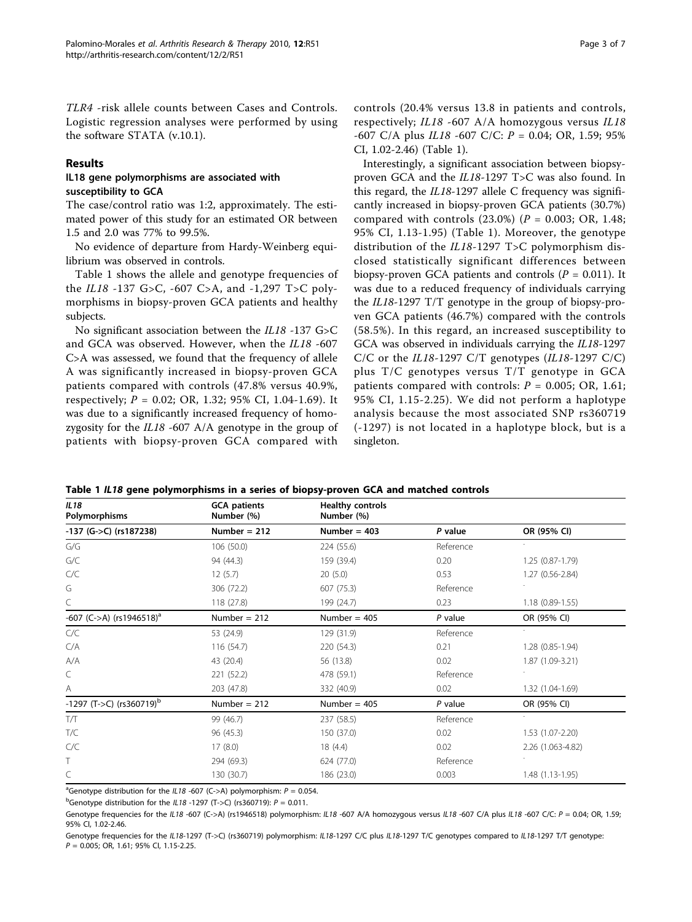*TLR4* -risk allele counts between Cases and Controls. Logistic regression analyses were performed by using the software STATA (v.10.1).

## Results

### IL18 gene polymorphisms are associated with susceptibility to GCA

The case/control ratio was 1:2, approximately. The estimated power of this study for an estimated OR between 1.5 and 2.0 was 77% to 99.5%.

No evidence of departure from Hardy-Weinberg equilibrium was observed in controls.

Table 1 shows the allele and genotype frequencies of the *IL18* -137 G>C, -607 C>A, and -1,297 T>C polymorphisms in biopsy-proven GCA patients and healthy subjects.

No significant association between the *IL18* -137 G>C and GCA was observed. However, when the *IL18* -607 C>A was assessed, we found that the frequency of allele A was significantly increased in biopsy-proven GCA patients compared with controls (47.8% versus 40.9%, respectively; $P = 0.02$; OR, 1.32; 95% CI, 1.04-1.69). It was due to a significantly increased frequency of homozygosity for the *IL18* -607 A/A genotype in the group of patients with biopsy-proven GCA compared with controls (20.4% versus 13.8 in patients and controls, respectively; *IL18* -607 A/A homozygous versus *IL18* -607 C/A plus *IL18* -607 C/C: $P = 0.04$; OR, 1.59; 95% CI, 1.02-2.46) (Table 1).

Interestingly, a significant association between biopsy-proven GCA and the *IL18*-1297 T>C was also found. In this regard, the *IL18*-1297 allele C frequency was significantly increased in biopsy-proven GCA patients (30.7%) compared with controls (23.0%) ($P = 0.003$; OR, 1.48; 95% CI, 1.13-1.95) (Table 1). Moreover, the genotype distribution of the *IL18*-1297 T>C polymorphism disclosed statistically significant differences between biopsy-proven GCA patients and controls ($P = 0.011$). It was due to a reduced frequency of individuals carrying the *IL18*-1297 T/T genotype in the group of biopsy-proven GCA patients (46.7%) compared with the controls (58.5%). In this regard, an increased susceptibility to GCA was observed in individuals carrying the *IL18*-1297 C/C or the *IL18*-1297 C/T genotypes (*IL18*-1297 C/C) plus T/C genotypes versus T/T genotype in GCA patients compared with controls: $P = 0.005$; OR, 1.61; 95% CI, 1.15-2.25). We did not perform a haplotype analysis because the most associated SNP rs360719 (-1297) is not located in a haplotype block, but is a singleton.

**Table 1 *IL18* gene polymorphisms in a series of biopsy-proven GCA and matched controls**

| *IL18* Polymorphisms | GCA patients Number (%) | Healthy controls Number (%) | | |
|---|---|---|---|---|
| -137 (G->C) (rs187238) | Number = 212 | Number = 403 | *P* value | OR (95% CI) |
| G/G | 106 (50.0) | 224 (55.6) | Reference | - |
| G/C | 94 (44.3) | 159 (39.4) | 0.20 | 1.25 (0.87-1.79) |
| C/C | 12 (5.7) | 20 (5.0) | 0.53 | 1.27 (0.56-2.84) |
| G | 306 (72.2) | 607 (75.3) | Reference | - |
| C | 118 (27.8) | 199 (24.7) | 0.23 | 1.18 (0.89-1.55) |
| -607 (C->A) (rs1946518)[a] | Number = 212 | Number = 405 | *P* value | OR (95% CI) |
| C/C | 53 (24.9) | 129 (31.9) | Reference | - |
| C/A | 116 (54.7) | 220 (54.3) | 0.21 | 1.28 (0.85-1.94) |
| A/A | 43 (20.4) | 56 (13.8) | 0.02 | 1.87 (1.09-3.21) |
| C | 221 (52.2) | 478 (59.1) | Reference | - |
| A | 203 (47.8) | 332 (40.9) | 0.02 | 1.32 (1.04-1.69) |
| -1297 (T->C) (rs360719)[b] | Number = 212 | Number = 405 | *P* value | OR (95% CI) |
| T/T | 99 (46.7) | 237 (58.5) | Reference | - |
| T/C | 96 (45.3) | 150 (37.0) | 0.02 | 1.53 (1.07-2.20) |
| C/C | 17 (8.0) | 18 (4.4) | 0.02 | 2.26 (1.063-4.82) |
| T | 294 (69.3) | 624 (77.0) | Reference | - |
| C | 130 (30.7) | 186 (23.0) | 0.003 | 1.48 (1.13-1.95) |

[a]Genotype distribution for the *IL18* -607 (C->A) polymorphism: $P = 0.054$.

[b]Genotype distribution for the *IL18* -1297 (T->C) (rs360719): $P = 0.011$.

Genotype frequencies for the *IL18* -607 (C->A) (rs1946518) polymorphism: *IL18* -607 A/A homozygous versus *IL18* -607 C/A plus *IL18* -607 C/C: $P = 0.04$; OR, 1.59; 95% CI, 1.02-2.46.

Genotype frequencies for the *IL18*-1297 (T->C) (rs360719) polymorphism: *IL18*-1297 C/C plus *IL18*-1297 T/C genotypes compared to *IL18*-1297 T/T genotype: $P = 0.005$; OR, 1.61; 95% CI, 1.15-2.25.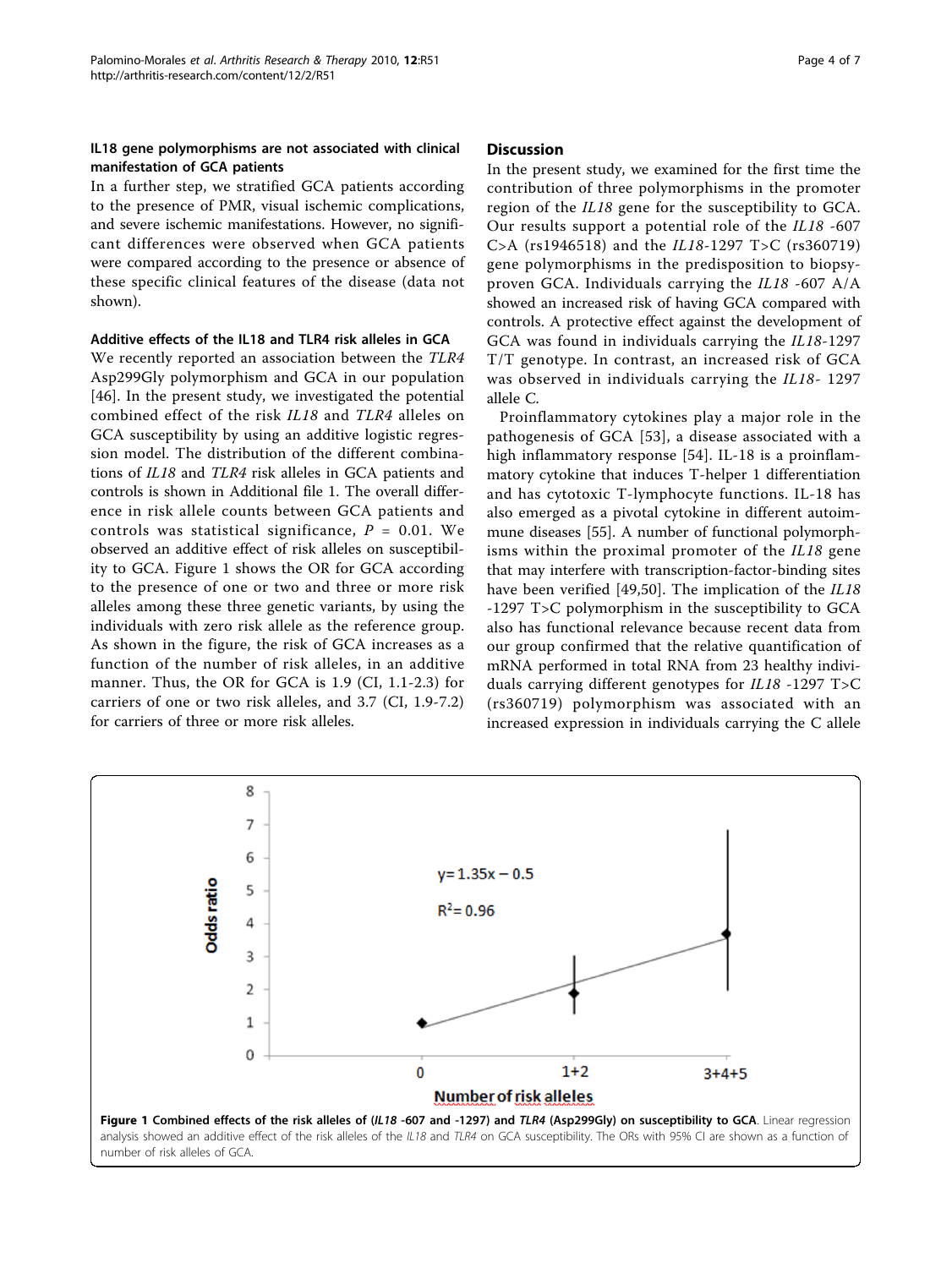### IL18 gene polymorphisms are not associated with clinical manifestation of GCA patients

In a further step, we stratified GCA patients according to the presence of PMR, visual ischemic complications, and severe ischemic manifestations. However, no significant differences were observed when GCA patients were compared according to the presence or absence of these specific clinical features of the disease (data not shown).

### Additive effects of the IL18 and TLR4 risk alleles in GCA

We recently reported an association between the *TLR4* Asp299Gly polymorphism and GCA in our population [46]. In the present study, we investigated the potential combined effect of the risk *IL18* and *TLR4* alleles on GCA susceptibility by using an additive logistic regression model. The distribution of the different combinations of *IL18* and *TLR4* risk alleles in GCA patients and controls is shown in Additional file 1. The overall difference in risk allele counts between GCA patients and controls was statistical significance, $P = 0.01$. We observed an additive effect of risk alleles on susceptibility to GCA. Figure 1 shows the OR for GCA according to the presence of one or two and three or more risk alleles among these three genetic variants, by using the individuals with zero risk allele as the reference group. As shown in the figure, the risk of GCA increases as a function of the number of risk alleles, in an additive manner. Thus, the OR for GCA is 1.9 (CI, 1.1-2.3) for carriers of one or two risk alleles, and 3.7 (CI, 1.9-7.2) for carriers of three or more risk alleles.

## Discussion

In the present study, we examined for the first time the contribution of three polymorphisms in the promoter region of the *IL18* gene for the susceptibility to GCA. Our results support a potential role of the *IL18* -607 C>A (rs1946518) and the *IL18*-1297 T>C (rs360719) gene polymorphisms in the predisposition to biopsy-proven GCA. Individuals carrying the *IL18* -607 A/A showed an increased risk of having GCA compared with controls. A protective effect against the development of GCA was found in individuals carrying the *IL18*-1297 T/T genotype. In contrast, an increased risk of GCA was observed in individuals carrying the *IL18*- 1297 allele C.

Proinflammatory cytokines play a major role in the pathogenesis of GCA [53], a disease associated with a high inflammatory response [54]. IL-18 is a proinflammatory cytokine that induces T-helper 1 differentiation and has cytotoxic T-lymphocyte functions. IL-18 has also emerged as a pivotal cytokine in different autoimmune diseases [55]. A number of functional polymorphisms within the proximal promoter of the *IL18* gene that may interfere with transcription-factor-binding sites have been verified [49,50]. The implication of the *IL18* -1297 T>C polymorphism in the susceptibility to GCA also has functional relevance because recent data from our group confirmed that the relative quantification of mRNA performed in total RNA from 23 healthy individuals carrying different genotypes for *IL18* -1297 T>C (rs360719) polymorphism was associated with an increased expression in individuals carrying the C allele

**Figure 1 Combined effects of the risk alleles of (*IL18* -607 and -1297) and *TLR4* (Asp299Gly) on susceptibility to GCA**. Linear regression analysis showed an additive effect of the risk alleles of the *IL18* and *TLR4* on GCA susceptibility. The ORs with 95% CI are shown as a function of number of risk alleles of GCA.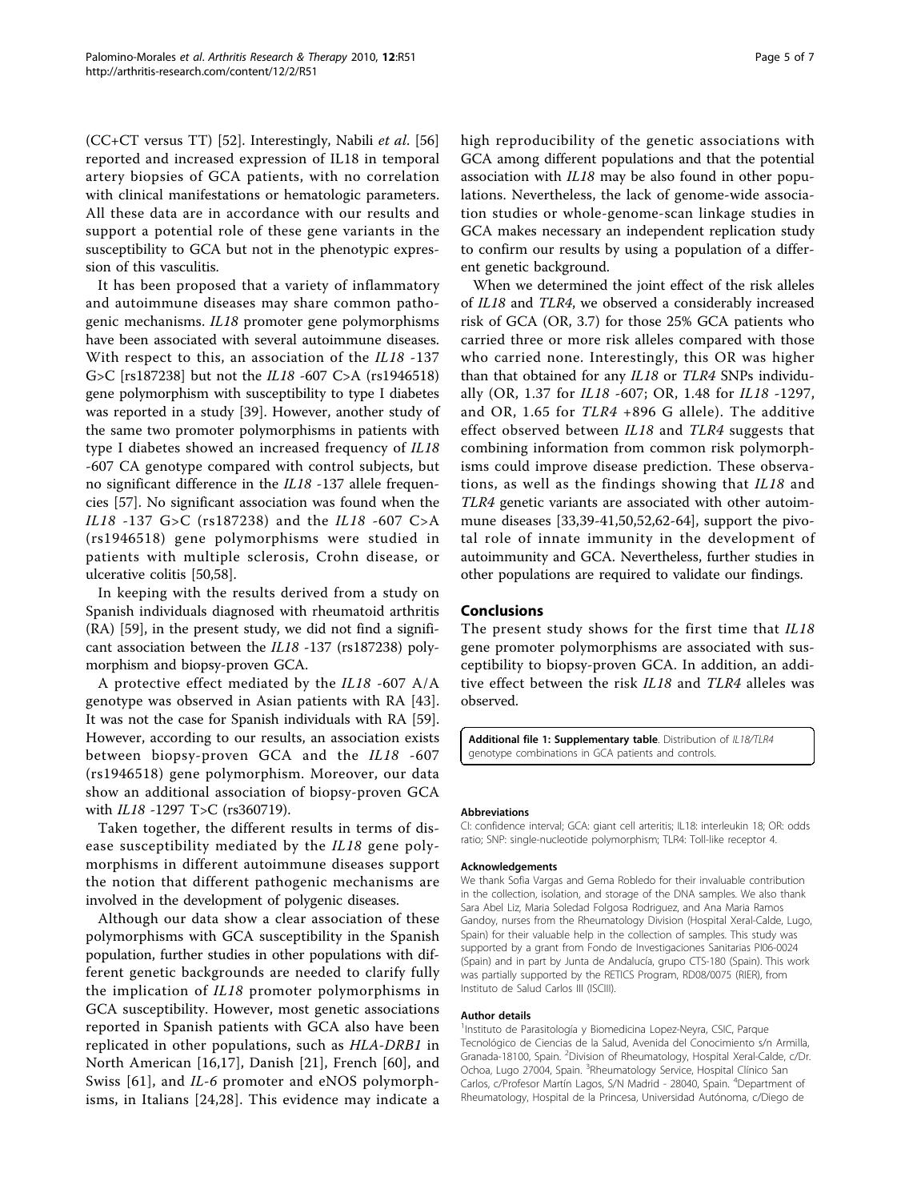(CC+CT versus TT) [52]. Interestingly, Nabili *et al.* [56] reported and increased expression of IL18 in temporal artery biopsies of GCA patients, with no correlation with clinical manifestations or hematologic parameters. All these data are in accordance with our results and support a potential role of these gene variants in the susceptibility to GCA but not in the phenotypic expression of this vasculitis.

It has been proposed that a variety of inflammatory and autoimmune diseases may share common pathogenic mechanisms. *IL18* promoter gene polymorphisms have been associated with several autoimmune diseases. With respect to this, an association of the *IL18* -137 G>C [rs187238] but not the *IL18* -607 C>A (rs1946518) gene polymorphism with susceptibility to type I diabetes was reported in a study [39]. However, another study of the same two promoter polymorphisms in patients with type I diabetes showed an increased frequency of *IL18* -607 CA genotype compared with control subjects, but no significant difference in the *IL18* -137 allele frequencies [57]. No significant association was found when the *IL18* -137 G>C (rs187238) and the *IL18* -607 C>A (rs1946518) gene polymorphisms were studied in patients with multiple sclerosis, Crohn disease, or ulcerative colitis [50,58].

In keeping with the results derived from a study on Spanish individuals diagnosed with rheumatoid arthritis (RA) [59], in the present study, we did not find a significant association between the *IL18* -137 (rs187238) polymorphism and biopsy-proven GCA.

A protective effect mediated by the *IL18* -607 A/A genotype was observed in Asian patients with RA [43]. It was not the case for Spanish individuals with RA [59]. However, according to our results, an association exists between biopsy-proven GCA and the *IL18* -607 (rs1946518) gene polymorphism. Moreover, our data show an additional association of biopsy-proven GCA with *IL18* -1297 T>C (rs360719).

Taken together, the different results in terms of disease susceptibility mediated by the *IL18* gene polymorphisms in different autoimmune diseases support the notion that different pathogenic mechanisms are involved in the development of polygenic diseases.

Although our data show a clear association of these polymorphisms with GCA susceptibility in the Spanish population, further studies in other populations with different genetic backgrounds are needed to clarify fully the implication of *IL18* promoter polymorphisms in GCA susceptibility. However, most genetic associations reported in Spanish patients with GCA also have been replicated in other populations, such as *HLA-DRB1* in North American [16,17], Danish [21], French [60], and Swiss [61], and *IL-6* promoter and eNOS polymorphisms, in Italians [24,28]. This evidence may indicate a high reproducibility of the genetic associations with GCA among different populations and that the potential association with *IL18* may be also found in other populations. Nevertheless, the lack of genome-wide association studies or whole-genome-scan linkage studies in GCA makes necessary an independent replication study to confirm our results by using a population of a different genetic background.

When we determined the joint effect of the risk alleles of *IL18* and *TLR4*, we observed a considerably increased risk of GCA (OR, 3.7) for those 25% GCA patients who carried three or more risk alleles compared with those who carried none. Interestingly, this OR was higher than that obtained for any *IL18* or *TLR4* SNPs individually (OR, 1.37 for *IL18* -607; OR, 1.48 for *IL18* -1297, and OR, 1.65 for *TLR4* +896 G allele). The additive effect observed between *IL18* and *TLR4* suggests that combining information from common risk polymorphisms could improve disease prediction. These observations, as well as the findings showing that *IL18* and *TLR4* genetic variants are associated with other autoimmune diseases [33,39-41,50,52,62-64], support the pivotal role of innate immunity in the development of autoimmunity and GCA. Nevertheless, further studies in other populations are required to validate our findings.

## Conclusions

The present study shows for the first time that *IL18* gene promoter polymorphisms are associated with susceptibility to biopsy-proven GCA. In addition, an additive effect between the risk *IL18* and *TLR4* alleles was observed.

**Additional file 1: Supplementary table**. Distribution of *IL18/TLR4* genotype combinations in GCA patients and controls.

#### Abbreviations

CI: confidence interval; GCA: giant cell arteritis; IL18: interleukin 18; OR: odds ratio; SNP: single-nucleotide polymorphism; TLR4: Toll-like receptor 4.

#### Acknowledgements

We thank Sofia Vargas and Gema Robledo for their invaluable contribution in the collection, isolation, and storage of the DNA samples. We also thank Sara Abel Liz, Maria Soledad Folgosa Rodriguez, and Ana Maria Ramos Gandoy, nurses from the Rheumatology Division (Hospital Xeral-Calde, Lugo, Spain) for their valuable help in the collection of samples. This study was supported by a grant from Fondo de Investigaciones Sanitarias PI06-0024 (Spain) and in part by Junta de Andalucía, grupo CTS-180 (Spain). This work was partially supported by the RETICS Program, RD08/0075 (RIER), from Instituto de Salud Carlos III (ISCIII).

#### Author details

[1]Instituto de Parasitología y Biomedicina Lopez-Neyra, CSIC, Parque Tecnológico de Ciencias de la Salud, Avenida del Conocimiento s/n Armilla, Granada-18100, Spain. [2]Division of Rheumatology, Hospital Xeral-Calde, c/Dr. Ochoa, Lugo 27004, Spain. [3]Rheumatology Service, Hospital Clínico San Carlos, c/Profesor Martín Lagos, S/N Madrid - 28040, Spain. [4]Department of Rheumatology, Hospital de la Princesa, Universidad Autónoma, c/Diego de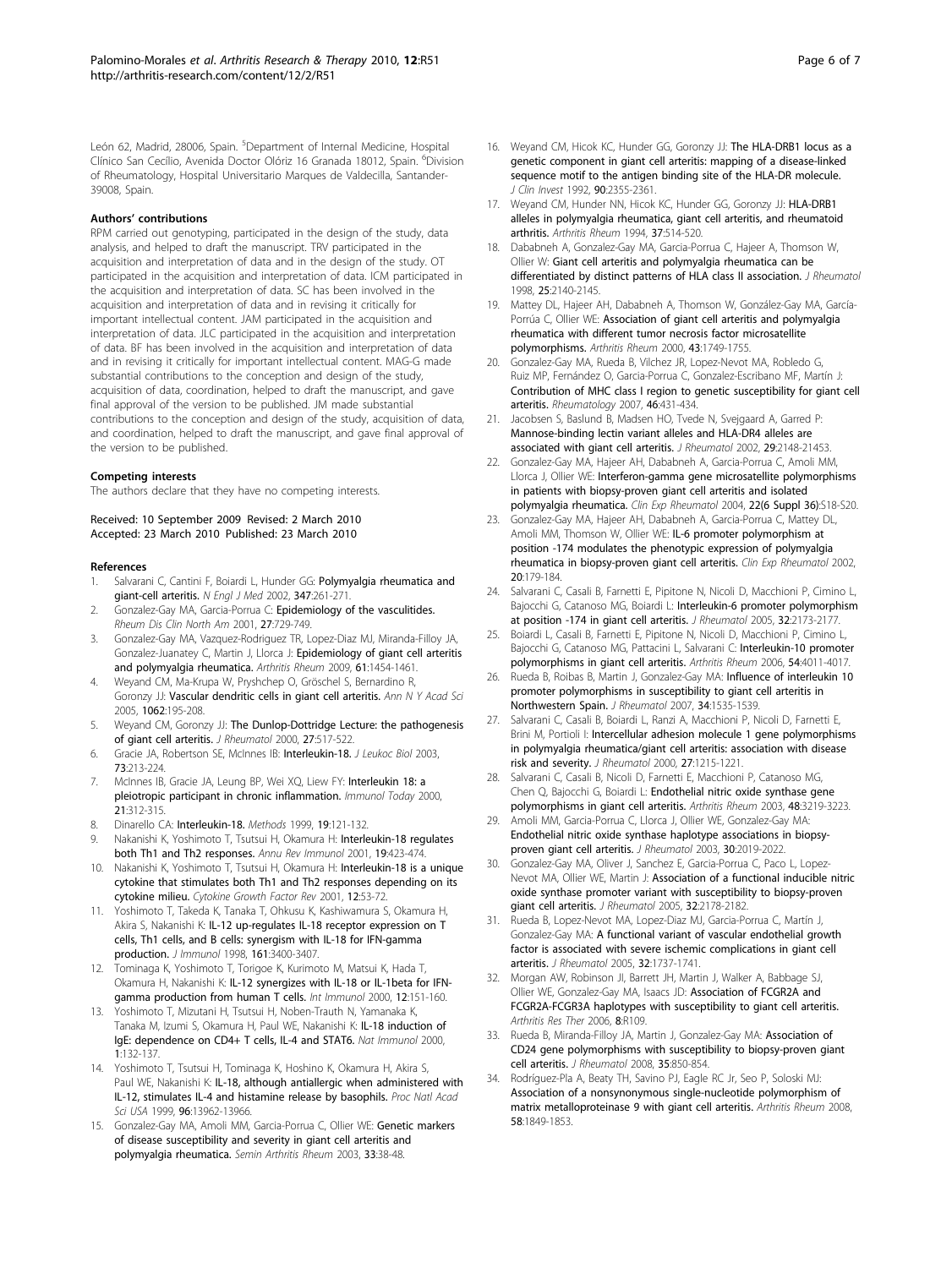León 62, Madrid, 28006, Spain. [5]Department of Internal Medicine, Hospital Clínico San Cecílio, Avenida Doctor Olóriz 16 Granada 18012, Spain. [6]Division of Rheumatology, Hospital Universitario Marques de Valdecilla, Santander-39008, Spain.

### Authors' contributions

RPM carried out genotyping, participated in the design of the study, data analysis, and helped to draft the manuscript. TRV participated in the acquisition and interpretation of data and in the design of the study. OT participated in the acquisition and interpretation of data. ICM participated in the acquisition and interpretation of data. SC has been involved in the acquisition and interpretation of data and in revising it critically for important intellectual content. JAM participated in the acquisition and interpretation of data. JLC participated in the acquisition and interpretation of data. BF has been involved in the acquisition and interpretation of data and in revising it critically for important intellectual content. MAG-G made substantial contributions to the conception and design of the study, acquisition of data, coordination, helped to draft the manuscript, and gave final approval of the version to be published. JM made substantial contributions to the conception and design of the study, acquisition of data, and coordination, helped to draft the manuscript, and gave final approval of the version to be published.

### Competing interests

The authors declare that they have no competing interests.

Received: 10 September 2009 Revised: 2 March 2010
Accepted: 23 March 2010 Published: 23 March 2010

### References

1. Salvarani C, Cantini F, Boiardi L, Hunder GG: **Polymyalgia rheumatica and giant-cell arteritis.** *N Engl J Med* 2002, **347**:261-271.
2. Gonzalez-Gay MA, Garcia-Porrua C: **Epidemiology of the vasculitides.** *Rheum Dis Clin North Am* 2001, **27**:729-749.
3. Gonzalez-Gay MA, Vazquez-Rodriguez TR, Lopez-Diaz MJ, Miranda-Filloy JA, Gonzalez-Juanatey C, Martin J, Llorca J: **Epidemiology of giant cell arteritis and polymyalgia rheumatica.** *Arthritis Rheum* 2009, **61**:1454-1461.
4. Weyand CM, Ma-Krupa W, Pryshchep O, Gröschel S, Bernardino R, Goronzy JJ: **Vascular dendritic cells in giant cell arteritis.** *Ann N Y Acad Sci* 2005, **1062**:195-208.
5. Weyand CM, Goronzy JJ: **The Dunlop-Dottridge Lecture: the pathogenesis of giant cell arteritis.** *J Rheumatol* 2000, **27**:517-522.
6. Gracie JA, Robertson SE, McInnes IB: **Interleukin-18.** *J Leukoc Biol* 2003, **73**:213-224.
7. McInnes IB, Gracie JA, Leung BP, Wei XQ, Liew FY: **Interleukin 18: a pleiotropic participant in chronic inflammation.** *Immunol Today* 2000, **21**:312-315.
8. Dinarello CA: **Interleukin-18.** *Methods* 1999, **19**:121-132.
9. Nakanishi K, Yoshimoto T, Tsutsui H, Okamura H: **Interleukin-18 regulates both Th1 and Th2 responses.** *Annu Rev Immunol* 2001, **19**:423-474.
10. Nakanishi K, Yoshimoto T, Tsutsui H, Okamura H: **Interleukin-18 is a unique cytokine that stimulates both Th1 and Th2 responses depending on its cytokine milieu.** *Cytokine Growth Factor Rev* 2001, **12**:53-72.
11. Yoshimoto T, Takeda K, Tanaka T, Ohkusu K, Kashiwamura S, Okamura H, Akira S, Nakanishi K: **IL-12 up-regulates IL-18 receptor expression on T cells, Th1 cells, and B cells: synergism with IL-18 for IFN-gamma production.** *J Immunol* 1998, **161**:3400-3407.
12. Tominaga K, Yoshimoto T, Torigoe K, Kurimoto M, Matsui K, Hada T, Okamura H, Nakanishi K: **IL-12 synergizes with IL-18 or IL-1beta for IFN-gamma production from human T cells.** *Int Immunol* 2000, **12**:151-160.
13. Yoshimoto T, Mizutani H, Tsutsui H, Noben-Trauth N, Yamanaka K, Tanaka M, Izumi S, Okamura H, Paul WE, Nakanishi K: **IL-18 induction of IgE: dependence on CD4+ T cells, IL-4 and STAT6.** *Nat Immunol* 2000, **1**:132-137.
14. Yoshimoto T, Tsutsui H, Tominaga K, Hoshino K, Okamura H, Akira S, Paul WE, Nakanishi K: **IL-18, although antiallergic when administered with IL-12, stimulates IL-4 and histamine release by basophils.** *Proc Natl Acad Sci USA* 1999, **96**:13962-13966.
15. Gonzalez-Gay MA, Amoli MM, Garcia-Porrua C, Ollier WE: **Genetic markers of disease susceptibility and severity in giant cell arteritis and polymyalgia rheumatica.** *Semin Arthritis Rheum* 2003, **33**:38-48.
16. Weyand CM, Hicok KC, Hunder GG, Goronzy JJ: **The HLA-DRB1 locus as a genetic component in giant cell arteritis: mapping of a disease-linked sequence motif to the antigen binding site of the HLA-DR molecule.** *J Clin Invest* 1992, **90**:2355-2361.
17. Weyand CM, Hunder NN, Hicok KC, Hunder GG, Goronzy JJ: **HLA-DRB1 alleles in polymyalgia rheumatica, giant cell arteritis, and rheumatoid arthritis.** *Arthritis Rheum* 1994, **37**:514-520.
18. Dababneh A, Gonzalez-Gay MA, Garcia-Porrua C, Hajeer A, Thomson W, Ollier W: **Giant cell arteritis and polymyalgia rheumatica can be differentiated by distinct patterns of HLA class II association.** *J Rheumatol* 1998, **25**:2140-2145.
19. Mattey DL, Hajeer AH, Dababneh A, Thomson W, González-Gay MA, García-Porrúa C, Ollier WE: **Association of giant cell arteritis and polymyalgia rheumatica with different tumor necrosis factor microsatellite polymorphisms.** *Arthritis Rheum* 2000, **43**:1749-1755.
20. Gonzalez-Gay MA, Rueda B, Vilchez JR, Lopez-Nevot MA, Robledo G, Ruiz MP, Fernández O, Garcia-Porrua C, Gonzalez-Escribano MF, Martín J: **Contribution of MHC class I region to genetic susceptibility for giant cell arteritis.** *Rheumatology* 2007, **46**:431-434.
21. Jacobsen S, Baslund B, Madsen HO, Tvede N, Svejgaard A, Garred P: **Mannose-binding lectin variant alleles and HLA-DR4 alleles are associated with giant cell arteritis.** *J Rheumatol* 2002, **29**:2148-21453.
22. Gonzalez-Gay MA, Hajeer AH, Dababneh A, Garcia-Porrua C, Amoli MM, Llorca J, Ollier WE: **Interferon-gamma gene microsatellite polymorphisms in patients with biopsy-proven giant cell arteritis and isolated polymyalgia rheumatica.** *Clin Exp Rheumatol* 2004, **22(6 Suppl 36)**:S18-S20.
23. Gonzalez-Gay MA, Hajeer AH, Dababneh A, Garcia-Porrua C, Mattey DL, Amoli MM, Thomson W, Ollier WE: **IL-6 promoter polymorphism at position -174 modulates the phenotypic expression of polymyalgia rheumatica in biopsy-proven giant cell arteritis.** *Clin Exp Rheumatol* 2002, **20**:179-184.
24. Salvarani C, Casali B, Farnetti E, Pipitone N, Nicoli D, Macchioni P, Cimino L, Bajocchi G, Catanoso MG, Boiardi L: **Interleukin-6 promoter polymorphism at position -174 in giant cell arteritis.** *J Rheumatol* 2005, **32**:2173-2177.
25. Boiardi L, Casali B, Farnetti E, Pipitone N, Nicoli D, Macchioni P, Cimino L, Bajocchi G, Catanoso MG, Pattacini L, Salvarani C: **Interleukin-10 promoter polymorphisms in giant cell arteritis.** *Arthritis Rheum* 2006, **54**:4011-4017.
26. Rueda B, Roibas B, Martin J, Gonzalez-Gay MA: **Influence of interleukin 10 promoter polymorphisms in susceptibility to giant cell arteritis in Northwestern Spain.** *J Rheumatol* 2007, **34**:1535-1539.
27. Salvarani C, Casali B, Boiardi L, Ranzi A, Macchioni P, Nicoli D, Farnetti E, Brini M, Portioli I: **Intercellular adhesion molecule 1 gene polymorphisms in polymyalgia rheumatica/giant cell arteritis: association with disease risk and severity.** *J Rheumatol* 2000, **27**:1215-1221.
28. Salvarani C, Casali B, Nicoli D, Farnetti E, Macchioni P, Catanoso MG, Chen Q, Bajocchi G, Boiardi L: **Endothelial nitric oxide synthase gene polymorphisms in giant cell arteritis.** *Arthritis Rheum* 2003, **48**:3219-3223.
29. Amoli MM, Garcia-Porrua C, Llorca J, Ollier WE, Gonzalez-Gay MA: **Endothelial nitric oxide synthase haplotype associations in biopsy-proven giant cell arteritis.** *J Rheumatol* 2003, **30**:2019-2022.
30. Gonzalez-Gay MA, Oliver J, Sanchez E, Garcia-Porrua C, Paco L, Lopez-Nevot MA, Ollier WE, Martin J: **Association of a functional inducible nitric oxide synthase promoter variant with susceptibility to biopsy-proven giant cell arteritis.** *J Rheumatol* 2005, **32**:2178-2182.
31. Rueda B, Lopez-Nevot MA, Lopez-Diaz MJ, Garcia-Porrua C, Martín J, Gonzalez-Gay MA: **A functional variant of vascular endothelial growth factor is associated with severe ischemic complications in giant cell arteritis.** *J Rheumatol* 2005, **32**:1737-1741.
32. Morgan AW, Robinson JI, Barrett JH, Martin J, Walker A, Babbage SJ, Ollier WE, Gonzalez-Gay MA, Isaacs JD: **Association of FCGR2A and FCGR2A-FCGR3A haplotypes with susceptibility to giant cell arteritis.** *Arthritis Res Ther* 2006, **8**:R109.
33. Rueda B, Miranda-Filloy JA, Martin J, Gonzalez-Gay MA: **Association of CD24 gene polymorphisms with susceptibility to biopsy-proven giant cell arteritis.** *J Rheumatol* 2008, **35**:850-854.
34. Rodríguez-Pla A, Beaty TH, Savino PJ, Eagle RC Jr, Seo P, Soloski MJ: **Association of a nonsynonymous single-nucleotide polymorphism of matrix metalloproteinase 9 with giant cell arteritis.** *Arthritis Rheum* 2008, **58**:1849-1853.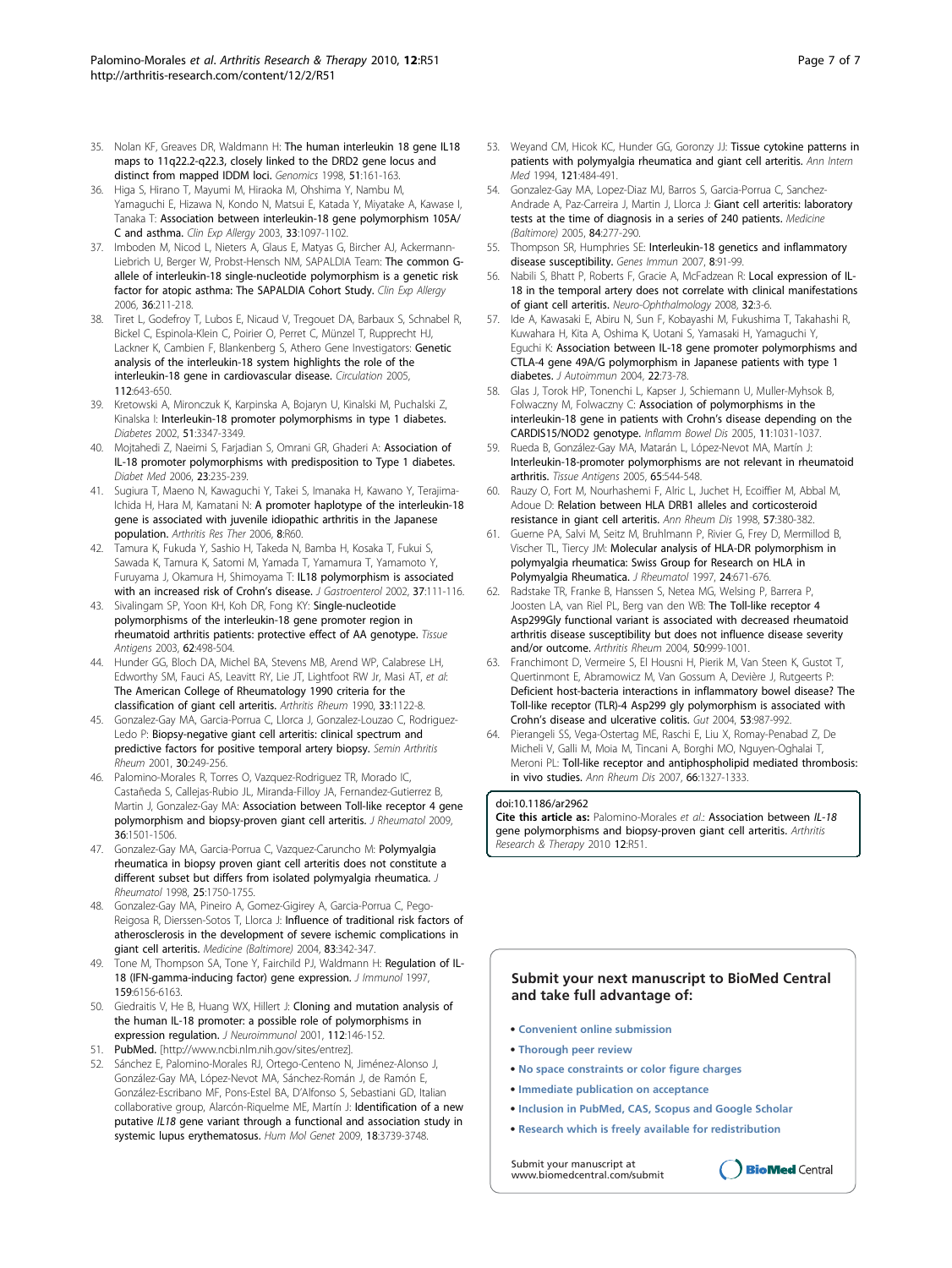35. Nolan KF, Greaves DR, Waldmann H: **The human interleukin 18 gene IL18 maps to 11q22.2-q22.3, closely linked to the DRD2 gene locus and distinct from mapped IDDM loci.** *Genomics* 1998, **51**:161-163.
36. Higa S, Hirano T, Mayumi M, Hiraoka M, Ohshima Y, Nambu M, Yamaguchi E, Hizawa N, Kondo N, Matsui E, Katada Y, Miyatake A, Kawase I, Tanaka T: **Association between interleukin-18 gene polymorphism 105A/C and asthma.** *Clin Exp Allergy* 2003, **33**:1097-1102.
37. Imboden M, Nicod L, Nieters A, Glaus E, Matyas G, Bircher AJ, Ackermann-Liebrich U, Berger W, Probst-Hensch NM, SAPALDIA Team: **The common G-allele of interleukin-18 single-nucleotide polymorphism is a genetic risk factor for atopic asthma: The SAPALDIA Cohort Study.** *Clin Exp Allergy* 2006, **36**:211-218.
38. Tiret L, Godefroy T, Lubos E, Nicaud V, Tregouet DA, Barbaux S, Schnabel R, Bickel C, Espinola-Klein C, Poirier O, Perret C, Münzel T, Rupprecht HJ, Lackner K, Cambien F, Blankenberg S, Athero Gene Investigators: **Genetic analysis of the interleukin-18 system highlights the role of the interleukin-18 gene in cardiovascular disease.** *Circulation* 2005, **112**:643-650.
39. Kretowski A, Mironczuk K, Karpinska A, Bojaryn U, Kinalski M, Puchalski Z, Kinalska I: **Interleukin-18 promoter polymorphisms in type 1 diabetes.** *Diabetes* 2002, **51**:3347-3349.
40. Mojtahedi Z, Naeimi S, Farjadian S, Omrani GR, Ghaderi A: **Association of IL-18 promoter polymorphisms with predisposition to Type 1 diabetes.** *Diabet Med* 2006, **23**:235-239.
41. Sugiura T, Maeno N, Kawaguchi Y, Takei S, Imanaka H, Kawano Y, Terajima-Ichida H, Hara M, Kamatani N: **A promoter haplotype of the interleukin-18 gene is associated with juvenile idiopathic arthritis in the Japanese population.** *Arthritis Res Ther* 2006, **8**:R60.
42. Tamura K, Fukuda Y, Sashio H, Takeda N, Bamba H, Kosaka T, Fukui S, Sawada K, Tamura K, Satomi M, Yamada T, Yamamura T, Yamamoto Y, Furuyama J, Okamura H, Shimoyama T: **IL18 polymorphism is associated with an increased risk of Crohn's disease.** *J Gastroenterol* 2002, **37**:111-116.
43. Sivalingam SP, Yoon KH, Koh DR, Fong KY: **Single-nucleotide polymorphisms of the interleukin-18 gene promoter region in rheumatoid arthritis patients: protective effect of AA genotype.** *Tissue Antigens* 2003, **62**:498-504.
44. Hunder GG, Bloch DA, Michel BA, Stevens MB, Arend WP, Calabrese LH, Edworthy SM, Fauci AS, Leavitt RY, Lie JT, Lightfoot RW Jr, Masi AT, *et al*: **The American College of Rheumatology 1990 criteria for the classification of giant cell arteritis.** *Arthritis Rheum* 1990, **33**:1122-8.
45. Gonzalez-Gay MA, Garcia-Porrua C, Llorca J, Gonzalez-Louzao C, Rodriguez-Ledo P: **Biopsy-negative giant cell arteritis: clinical spectrum and predictive factors for positive temporal artery biopsy.** *Semin Arthritis Rheum* 2001, **30**:249-256.
46. Palomino-Morales R, Torres O, Vazquez-Rodriguez TR, Morado IC, Castañeda S, Callejas-Rubio JL, Miranda-Filloy JA, Fernandez-Gutierrez B, Martin J, Gonzalez-Gay MA: **Association between Toll-like receptor 4 gene polymorphism and biopsy-proven giant cell arteritis.** *J Rheumatol* 2009, **36**:1501-1506.
47. Gonzalez-Gay MA, Garcia-Porrua C, Vazquez-Caruncho M: **Polymyalgia rheumatica in biopsy proven giant cell arteritis does not constitute a different subset but differs from isolated polymyalgia rheumatica.** *J Rheumatol* 1998, **25**:1750-1755.
48. Gonzalez-Gay MA, Pineiro A, Gomez-Gigirey A, Garcia-Porrua C, Pego-Reigosa R, Dierssen-Sotos T, Llorca J: **Influence of traditional risk factors of atherosclerosis in the development of severe ischemic complications in giant cell arteritis.** *Medicine (Baltimore)* 2004, **83**:342-347.
49. Tone M, Thompson SA, Tone Y, Fairchild PJ, Waldmann H: **Regulation of IL-18 (IFN-gamma-inducing factor) gene expression.** *J Immunol* 1997, **159**:6156-6163.
50. Giedraitis V, He B, Huang WX, Hillert J: **Cloning and mutation analysis of the human IL-18 promoter: a possible role of polymorphisms in expression regulation.** *J Neuroimmunol* 2001, **112**:146-152.
51. PubMed. [http://www.ncbi.nlm.nih.gov/sites/entrez].
52. Sánchez E, Palomino-Morales RJ, Ortego-Centeno N, Jiménez-Alonso J, González-Gay MA, López-Nevot MA, Sánchez-Román J, de Ramón E, González-Escribano MF, Pons-Estel BA, D'Alfonso S, Sebastiani GD, Italian collaborative group, Alarcón-Riquelme ME, Martín J: **Identification of a new putative *IL18* gene variant through a functional and association study in systemic lupus erythematosus.** *Hum Mol Genet* 2009, **18**:3739-3748.
53. Weyand CM, Hicok KC, Hunder GG, Goronzy JJ: **Tissue cytokine patterns in patients with polymyalgia rheumatica and giant cell arteritis.** *Ann Intern Med* 1994, **121**:484-491.
54. Gonzalez-Gay MA, Lopez-Diaz MJ, Barros S, Garcia-Porrua C, Sanchez-Andrade A, Paz-Carreira J, Martin J, Llorca J: **Giant cell arteritis: laboratory tests at the time of diagnosis in a series of 240 patients.** *Medicine (Baltimore)* 2005, **84**:277-290.
55. Thompson SR, Humphries SE: **Interleukin-18 genetics and inflammatory disease susceptibility.** *Genes Immun* 2007, **8**:91-99.
56. Nabili S, Bhatt P, Roberts F, Gracie A, McFadzean R: **Local expression of IL-18 in the temporal artery does not correlate with clinical manifestations of giant cell arteritis.** *Neuro-Ophthalmology* 2008, **32**:3-6.
57. Ide A, Kawasaki E, Abiru N, Sun F, Kobayashi M, Fukushima T, Takahashi R, Kuwahara H, Kita A, Oshima K, Uotani S, Yamasaki H, Yamaguchi Y, Eguchi K: **Association between IL-18 gene promoter polymorphisms and CTLA-4 gene 49A/G polymorphism in Japanese patients with type 1 diabetes.** *J Autoimmun* 2004, **22**:73-78.
58. Glas J, Torok HP, Tonenchi L, Kapser J, Schiemann U, Muller-Myhsok B, Folwaczny M, Folwaczny C: **Association of polymorphisms in the interleukin-18 gene in patients with Crohn's disease depending on the CARDIS15/NOD2 genotype.** *Inflamm Bowel Dis* 2005, **11**:1031-1037.
59. Rueda B, González-Gay MA, Matarán L, López-Nevot MA, Martín J: **Interleukin-18-promoter polymorphisms are not relevant in rheumatoid arthritis.** *Tissue Antigens* 2005, **65**:544-548.
60. Rauzy O, Fort M, Nourhashemi F, Alric L, Juchet H, Ecoiffier M, Abbal M, Adoue D: **Relation between HLA DRB1 alleles and corticosteroid resistance in giant cell arteritis.** *Ann Rheum Dis* 1998, **57**:380-382.
61. Guerne PA, Salvi M, Seitz M, Bruhlmann P, Rivier G, Frey D, Mermillod B, Vischer TL, Tiercy JM: **Molecular analysis of HLA-DR polymorphism in polymyalgia rheumatica: Swiss Group for Research on HLA in Polymyalgia Rheumatica.** *J Rheumatol* 1997, **24**:671-676.
62. Radstake TR, Franke B, Hanssen S, Netea MG, Welsing P, Barrera P, Joosten LA, van Riel PL, Berg van den WB: **The Toll-like receptor 4 Asp299Gly functional variant is associated with decreased rheumatoid arthritis disease susceptibility but does not influence disease severity and/or outcome.** *Arthritis Rheum* 2004, **50**:999-1001.
63. Franchimont D, Vermeire S, El Housni H, Pierik M, Van Steen K, Gustot T, Quertinmont E, Abramowicz M, Van Gossum A, Devière J, Rutgeerts P: **Deficient host-bacteria interactions in inflammatory bowel disease? The Toll-like receptor (TLR)-4 Asp299 gly polymorphism is associated with Crohn's disease and ulcerative colitis.** *Gut* 2004, **53**:987-992.
64. Pierangeli SS, Vega-Ostertag ME, Raschi E, Liu X, Romay-Penabad Z, De Micheli V, Galli M, Moia M, Tincani A, Borghi MO, Nguyen-Oghalai T, Meroni PL: **Toll-like receptor and antiphospholipid mediated thrombosis: in vivo studies.** *Ann Rheum Dis* 2007, **66**:1327-1333.

doi:10.1186/ar2962
**Cite this article as:** Palomino-Morales *et al.*: Association between *IL-18* gene polymorphisms and biopsy-proven giant cell arteritis. *Arthritis Research & Therapy* 2010 **12**:R51.

**Submit your next manuscript to BioMed Central and take full advantage of:**

- Convenient online submission
- Thorough peer review
- No space constraints or color figure charges
- Immediate publication on acceptance
- Inclusion in PubMed, CAS, Scopus and Google Scholar
- Research which is freely available for redistribution

Submit your manuscript at
www.biomedcentral.com/submit

BioMed Central